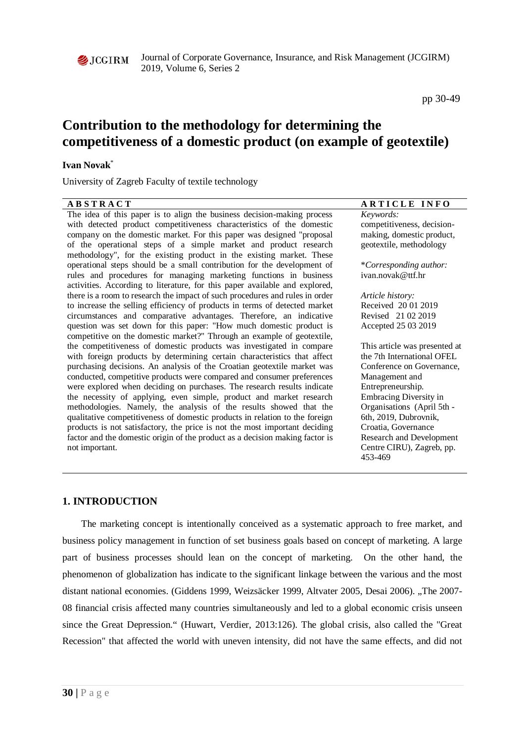# Contribution to the methodology for determining the competitiveness of a domestic product (on example of geotextile)

**Ivan Novak**[*]

University of Zagreb Faculty of textile technology

**ABSTRACT**

The idea of this paper is to align the business decision-making process with detected product competitiveness characteristics of the domestic company on the domestic market. For this paper was designed "proposal of the operational steps of a simple market and product research methodology", for the existing product in the existing market. These operational steps should be a small contribution for the development of rules and procedures for managing marketing functions in business activities. According to literature, for this paper available and explored, there is a room to research the impact of such procedures and rules in order to increase the selling efficiency of products in terms of detected market circumstances and comparative advantages. Therefore, an indicative question was set down for this paper: "How much domestic product is competitive on the domestic market?" Through an example of geotextile, the competitiveness of domestic products was investigated in compare with foreign products by determining certain characteristics that affect purchasing decisions. An analysis of the Croatian geotextile market was conducted, competitive products were compared and consumer preferences were explored when deciding on purchases. The research results indicate the necessity of applying, even simple, product and market research methodologies. Namely, the analysis of the results showed that the qualitative competitiveness of domestic products in relation to the foreign products is not satisfactory, the price is not the most important deciding factor and the domestic origin of the product as a decision making factor is not important.

**ARTICLE INFO**

*Keywords:*
competitiveness, decision-making, domestic product, geotextile, methodology

*\*Corresponding author:*
ivan.novak@ttf.hr

*Article history:*
Received 20 01 2019
Revised 21 02 2019
Accepted 25 03 2019

This article was presented at the 7th International OFEL Conference on Governance, Management and Entrepreneurship. Embracing Diversity in Organisations (April 5th - 6th, 2019, Dubrovnik, Croatia, Governance Research and Development Centre CIRU), Zagreb, pp. 453-469

## 1. INTRODUCTION

The marketing concept is intentionally conceived as a systematic approach to free market, and business policy management in function of set business goals based on concept of marketing. A large part of business processes should lean on the concept of marketing. On the other hand, the phenomenon of globalization has indicate to the significant linkage between the various and the most distant national economies. (Giddens 1999, Weizsäcker 1999, Altvater 2005, Desai 2006). „The 2007-08 financial crisis affected many countries simultaneously and led to a global economic crisis unseen since the Great Depression." (Huwart, Verdier, 2013:126). The global crisis, also called the "Great Recession" that affected the world with uneven intensity, did not have the same effects, and did not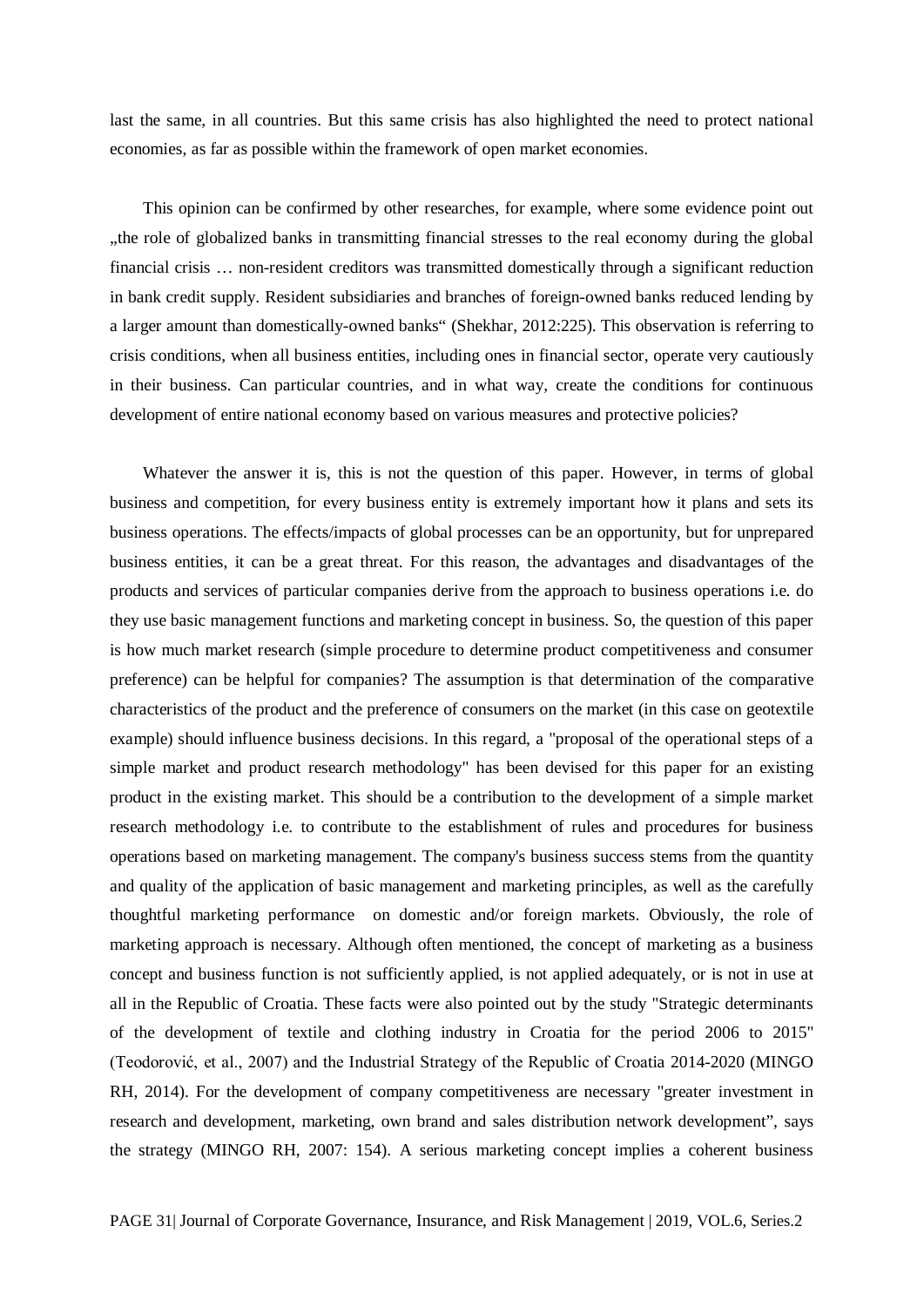last the same, in all countries. But this same crisis has also highlighted the need to protect national economies, as far as possible within the framework of open market economies.

This opinion can be confirmed by other researches, for example, where some evidence point out „the role of globalized banks in transmitting financial stresses to the real economy during the global financial crisis … non-resident creditors was transmitted domestically through a significant reduction in bank credit supply. Resident subsidiaries and branches of foreign-owned banks reduced lending by a larger amount than domestically-owned banks" (Shekhar, 2012:225). This observation is referring to crisis conditions, when all business entities, including ones in financial sector, operate very cautiously in their business. Can particular countries, and in what way, create the conditions for continuous development of entire national economy based on various measures and protective policies?

Whatever the answer it is, this is not the question of this paper. However, in terms of global business and competition, for every business entity is extremely important how it plans and sets its business operations. The effects/impacts of global processes can be an opportunity, but for unprepared business entities, it can be a great threat. For this reason, the advantages and disadvantages of the products and services of particular companies derive from the approach to business operations i.e. do they use basic management functions and marketing concept in business. So, the question of this paper is how much market research (simple procedure to determine product competitiveness and consumer preference) can be helpful for companies? The assumption is that determination of the comparative characteristics of the product and the preference of consumers on the market (in this case on geotextile example) should influence business decisions. In this regard, a "proposal of the operational steps of a simple market and product research methodology" has been devised for this paper for an existing product in the existing market. This should be a contribution to the development of a simple market research methodology i.e. to contribute to the establishment of rules and procedures for business operations based on marketing management. The company's business success stems from the quantity and quality of the application of basic management and marketing principles, as well as the carefully thoughtful marketing performance on domestic and/or foreign markets. Obviously, the role of marketing approach is necessary. Although often mentioned, the concept of marketing as a business concept and business function is not sufficiently applied, is not applied adequately, or is not in use at all in the Republic of Croatia. These facts were also pointed out by the study "Strategic determinants of the development of textile and clothing industry in Croatia for the period 2006 to 2015" (Teodorović, et al., 2007) and the Industrial Strategy of the Republic of Croatia 2014-2020 (MINGO RH, 2014). For the development of company competitiveness are necessary "greater investment in research and development, marketing, own brand and sales distribution network development", says the strategy (MINGO RH, 2007: 154). A serious marketing concept implies a coherent business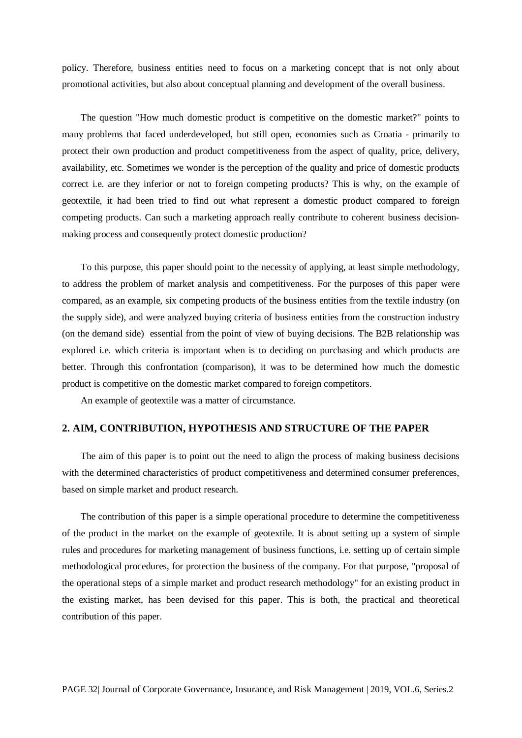policy. Therefore, business entities need to focus on a marketing concept that is not only about promotional activities, but also about conceptual planning and development of the overall business.

The question "How much domestic product is competitive on the domestic market?" points to many problems that faced underdeveloped, but still open, economies such as Croatia - primarily to protect their own production and product competitiveness from the aspect of quality, price, delivery, availability, etc. Sometimes we wonder is the perception of the quality and price of domestic products correct i.e. are they inferior or not to foreign competing products? This is why, on the example of geotextile, it had been tried to find out what represent a domestic product compared to foreign competing products. Can such a marketing approach really contribute to coherent business decision-making process and consequently protect domestic production?

To this purpose, this paper should point to the necessity of applying, at least simple methodology, to address the problem of market analysis and competitiveness. For the purposes of this paper were compared, as an example, six competing products of the business entities from the textile industry (on the supply side), and were analyzed buying criteria of business entities from the construction industry (on the demand side) essential from the point of view of buying decisions. The B2B relationship was explored i.e. which criteria is important when is to deciding on purchasing and which products are better. Through this confrontation (comparison), it was to be determined how much the domestic product is competitive on the domestic market compared to foreign competitors.

An example of geotextile was a matter of circumstance.

## 2. AIM, CONTRIBUTION, HYPOTHESIS AND STRUCTURE OF THE PAPER

The aim of this paper is to point out the need to align the process of making business decisions with the determined characteristics of product competitiveness and determined consumer preferences, based on simple market and product research.

The contribution of this paper is a simple operational procedure to determine the competitiveness of the product in the market on the example of geotextile. It is about setting up a system of simple rules and procedures for marketing management of business functions, i.e. setting up of certain simple methodological procedures, for protection the business of the company. For that purpose, "proposal of the operational steps of a simple market and product research methodology" for an existing product in the existing market, has been devised for this paper. This is both, the practical and theoretical contribution of this paper.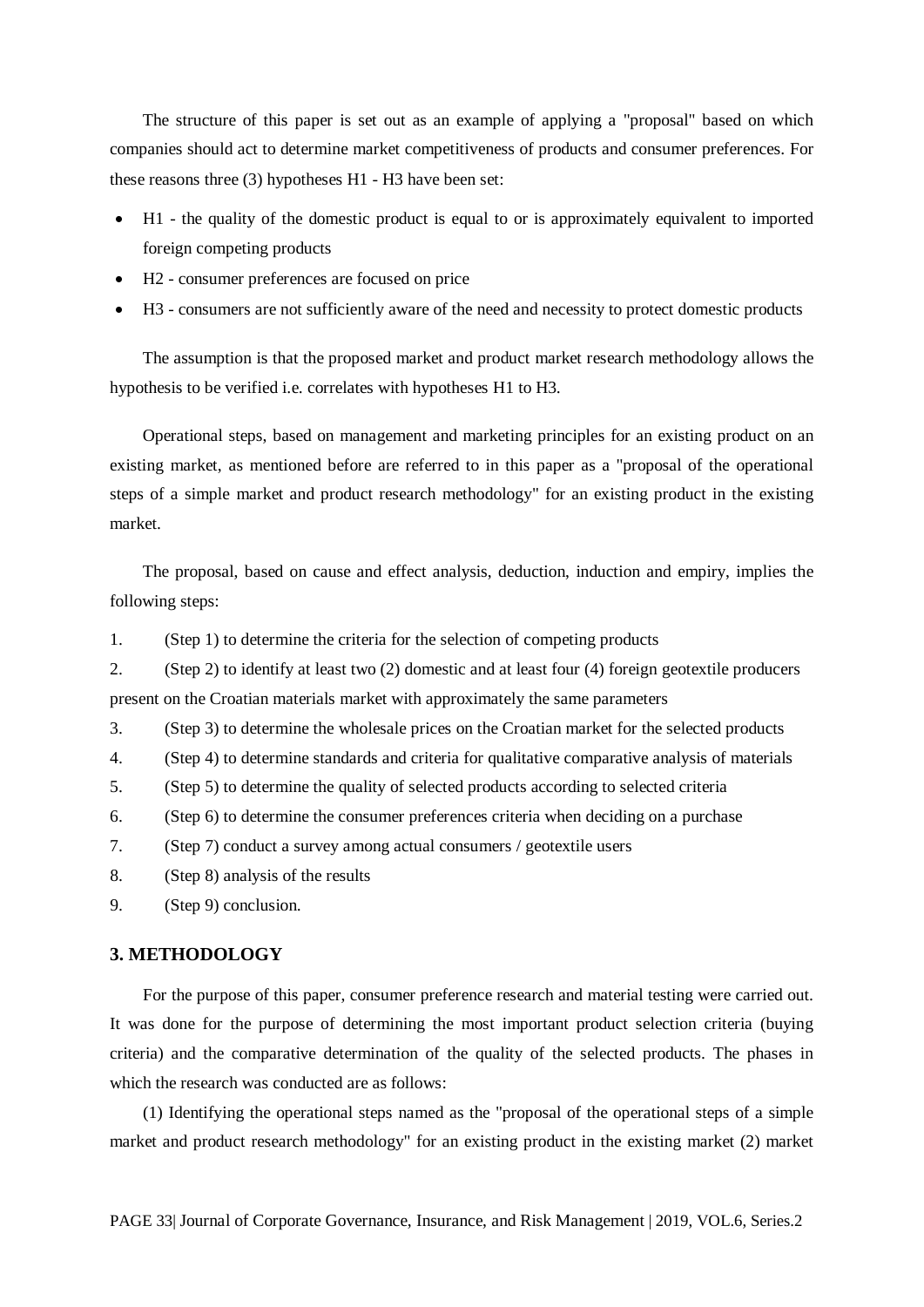The structure of this paper is set out as an example of applying a "proposal" based on which companies should act to determine market competitiveness of products and consumer preferences. For these reasons three (3) hypotheses H1 - H3 have been set:

- H1 - the quality of the domestic product is equal to or is approximately equivalent to imported foreign competing products
- H2 - consumer preferences are focused on price
- H3 - consumers are not sufficiently aware of the need and necessity to protect domestic products

The assumption is that the proposed market and product market research methodology allows the hypothesis to be verified i.e. correlates with hypotheses H1 to H3.

Operational steps, based on management and marketing principles for an existing product on an existing market, as mentioned before are referred to in this paper as a "proposal of the operational steps of a simple market and product research methodology" for an existing product in the existing market.

The proposal, based on cause and effect analysis, deduction, induction and empiry, implies the following steps:

1. (Step 1) to determine the criteria for the selection of competing products
2. (Step 2) to identify at least two (2) domestic and at least four (4) foreign geotextile producers present on the Croatian materials market with approximately the same parameters
3. (Step 3) to determine the wholesale prices on the Croatian market for the selected products
4. (Step 4) to determine standards and criteria for qualitative comparative analysis of materials
5. (Step 5) to determine the quality of selected products according to selected criteria
6. (Step 6) to determine the consumer preferences criteria when deciding on a purchase
7. (Step 7) conduct a survey among actual consumers / geotextile users
8. (Step 8) analysis of the results
9. (Step 9) conclusion.

## 3. METHODOLOGY

For the purpose of this paper, consumer preference research and material testing were carried out. It was done for the purpose of determining the most important product selection criteria (buying criteria) and the comparative determination of the quality of the selected products. The phases in which the research was conducted are as follows:

(1) Identifying the operational steps named as the "proposal of the operational steps of a simple market and product research methodology" for an existing product in the existing market (2) market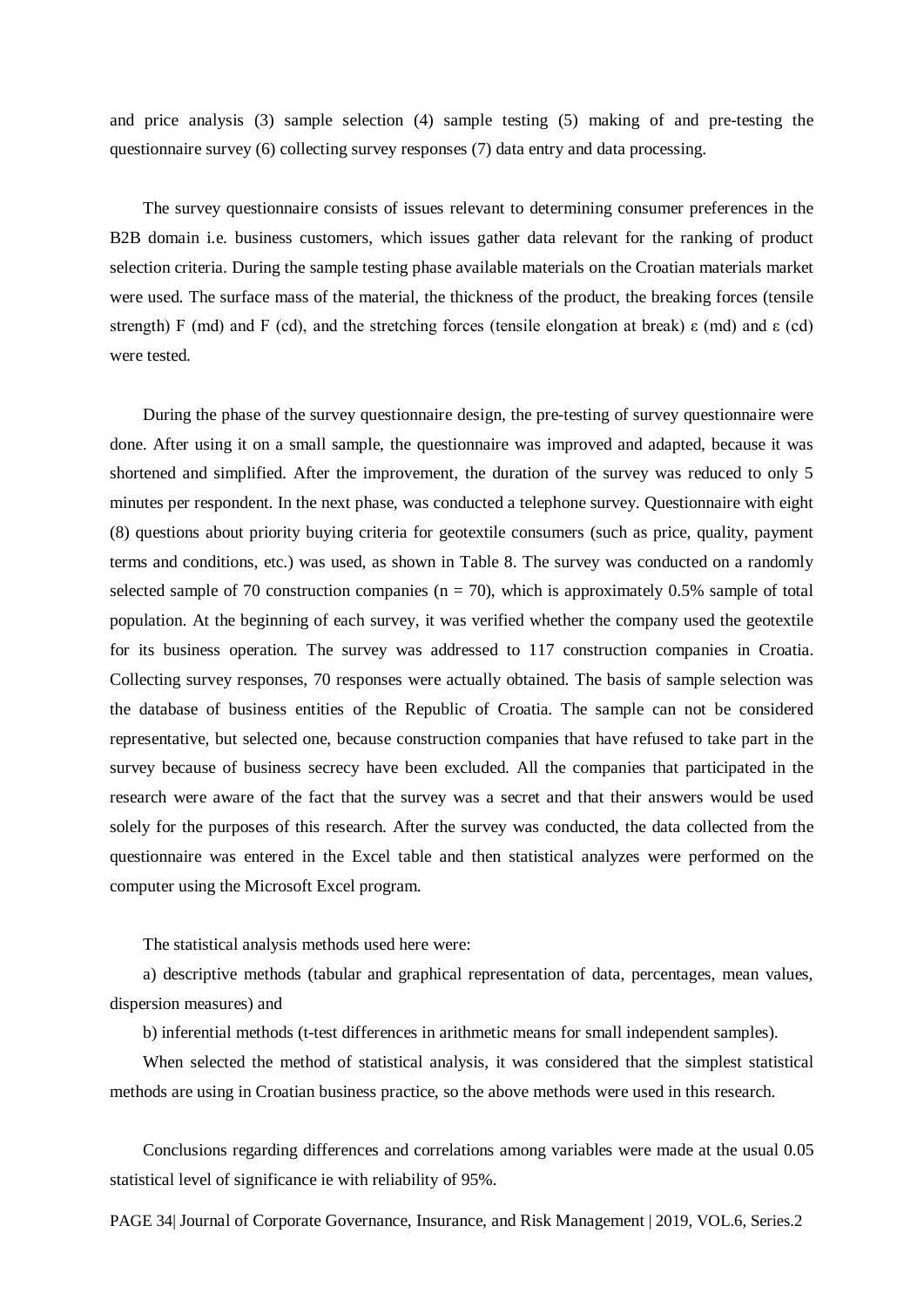and price analysis (3) sample selection (4) sample testing (5) making of and pre-testing the questionnaire survey (6) collecting survey responses (7) data entry and data processing.

The survey questionnaire consists of issues relevant to determining consumer preferences in the B2B domain i.e. business customers, which issues gather data relevant for the ranking of product selection criteria. During the sample testing phase available materials on the Croatian materials market were used. The surface mass of the material, the thickness of the product, the breaking forces (tensile strength) F (md) and F (cd), and the stretching forces (tensile elongation at break) ε (md) and ε (cd) were tested.

During the phase of the survey questionnaire design, the pre-testing of survey questionnaire were done. After using it on a small sample, the questionnaire was improved and adapted, because it was shortened and simplified. After the improvement, the duration of the survey was reduced to only 5 minutes per respondent. In the next phase, was conducted a telephone survey. Questionnaire with eight (8) questions about priority buying criteria for geotextile consumers (such as price, quality, payment terms and conditions, etc.) was used, as shown in Table 8. The survey was conducted on a randomly selected sample of 70 construction companies ($n = 70$), which is approximately 0.5% sample of total population. At the beginning of each survey, it was verified whether the company used the geotextile for its business operation. The survey was addressed to 117 construction companies in Croatia. Collecting survey responses, 70 responses were actually obtained. The basis of sample selection was the database of business entities of the Republic of Croatia. The sample can not be considered representative, but selected one, because construction companies that have refused to take part in the survey because of business secrecy have been excluded. All the companies that participated in the research were aware of the fact that the survey was a secret and that their answers would be used solely for the purposes of this research. After the survey was conducted, the data collected from the questionnaire was entered in the Excel table and then statistical analyzes were performed on the computer using the Microsoft Excel program.

The statistical analysis methods used here were:

a) descriptive methods (tabular and graphical representation of data, percentages, mean values, dispersion measures) and

b) inferential methods (t-test differences in arithmetic means for small independent samples).

When selected the method of statistical analysis, it was considered that the simplest statistical methods are using in Croatian business practice, so the above methods were used in this research.

Conclusions regarding differences and correlations among variables were made at the usual 0.05 statistical level of significance ie with reliability of 95%.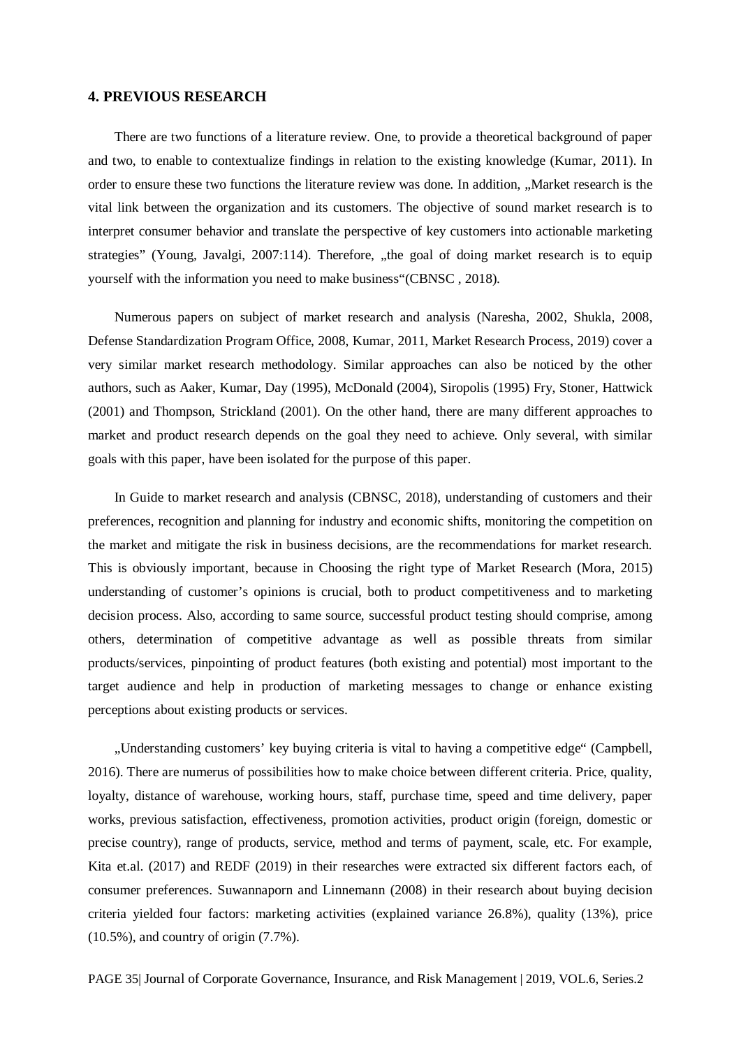## 4. PREVIOUS RESEARCH

There are two functions of a literature review. One, to provide a theoretical background of paper and two, to enable to contextualize findings in relation to the existing knowledge (Kumar, 2011). In order to ensure these two functions the literature review was done. In addition, „Market research is the vital link between the organization and its customers. The objective of sound market research is to interpret consumer behavior and translate the perspective of key customers into actionable marketing strategies" (Young, Javalgi, 2007:114). Therefore, „the goal of doing market research is to equip yourself with the information you need to make business"(CBNSC , 2018).

Numerous papers on subject of market research and analysis (Naresha, 2002, Shukla, 2008, Defense Standardization Program Office, 2008, Kumar, 2011, Market Research Process, 2019) cover a very similar market research methodology. Similar approaches can also be noticed by the other authors, such as Aaker, Kumar, Day (1995), McDonald (2004), Siropolis (1995) Fry, Stoner, Hattwick (2001) and Thompson, Strickland (2001). On the other hand, there are many different approaches to market and product research depends on the goal they need to achieve. Only several, with similar goals with this paper, have been isolated for the purpose of this paper.

In Guide to market research and analysis (CBNSC, 2018), understanding of customers and their preferences, recognition and planning for industry and economic shifts, monitoring the competition on the market and mitigate the risk in business decisions, are the recommendations for market research. This is obviously important, because in Choosing the right type of Market Research (Mora, 2015) understanding of customer's opinions is crucial, both to product competitiveness and to marketing decision process. Also, according to same source, successful product testing should comprise, among others, determination of competitive advantage as well as possible threats from similar products/services, pinpointing of product features (both existing and potential) most important to the target audience and help in production of marketing messages to change or enhance existing perceptions about existing products or services.

„Understanding customers' key buying criteria is vital to having a competitive edge" (Campbell, 2016). There are numerus of possibilities how to make choice between different criteria. Price, quality, loyalty, distance of warehouse, working hours, staff, purchase time, speed and time delivery, paper works, previous satisfaction, effectiveness, promotion activities, product origin (foreign, domestic or precise country), range of products, service, method and terms of payment, scale, etc. For example, Kita et.al. (2017) and REDF (2019) in their researches were extracted six different factors each, of consumer preferences. Suwannaporn and Linnemann (2008) in their research about buying decision criteria yielded four factors: marketing activities (explained variance 26.8%), quality (13%), price (10.5%), and country of origin (7.7%).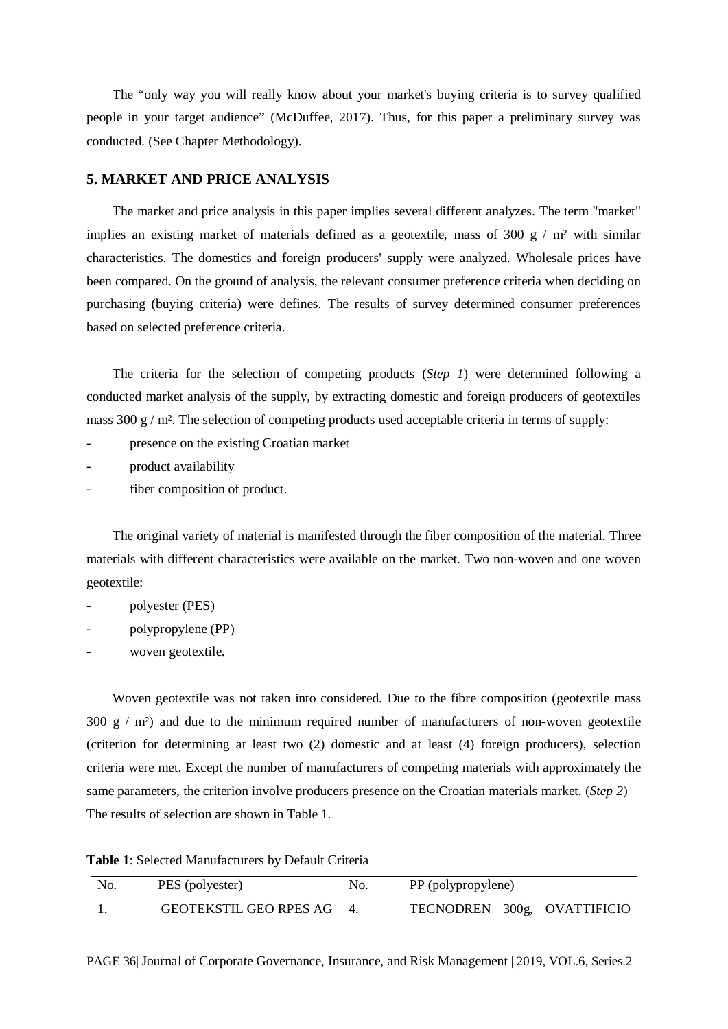The “only way you will really know about your market's buying criteria is to survey qualified people in your target audience” (McDuffee, 2017). Thus, for this paper a preliminary survey was conducted. (See Chapter Methodology).

## 5. MARKET AND PRICE ANALYSIS

The market and price analysis in this paper implies several different analyzes. The term "market" implies an existing market of materials defined as a geotextile, mass of 300 g / m² with similar characteristics. The domestics and foreign producers' supply were analyzed. Wholesale prices have been compared. On the ground of analysis, the relevant consumer preference criteria when deciding on purchasing (buying criteria) were defines. The results of survey determined consumer preferences based on selected preference criteria.

The criteria for the selection of competing products (*Step 1*) were determined following a conducted market analysis of the supply, by extracting domestic and foreign producers of geotextiles mass 300 g / m². The selection of competing products used acceptable criteria in terms of supply:

- presence on the existing Croatian market
- product availability
- fiber composition of product.

The original variety of material is manifested through the fiber composition of the material. Three materials with different characteristics were available on the market. Two non-woven and one woven geotextile:

- polyester (PES)
- polypropylene (PP)
- woven geotextile.

Woven geotextile was not taken into considered. Due to the fibre composition (geotextile mass 300 g / m²) and due to the minimum required number of manufacturers of non-woven geotextile (criterion for determining at least two (2) domestic and at least (4) foreign producers), selection criteria were met. Except the number of manufacturers of competing materials with approximately the same parameters, the criterion involve producers presence on the Croatian materials market. (*Step 2*) The results of selection are shown in Table 1.

**Table 1**: Selected Manufacturers by Default Criteria

| No. | PES (polyester) | No. | PP (polypropylene) |
|---|---|---|---|
| 1. | GEOTEKSTIL GEO RPES AG | 4. | TECNODREN 300g, OVATTIFICIO |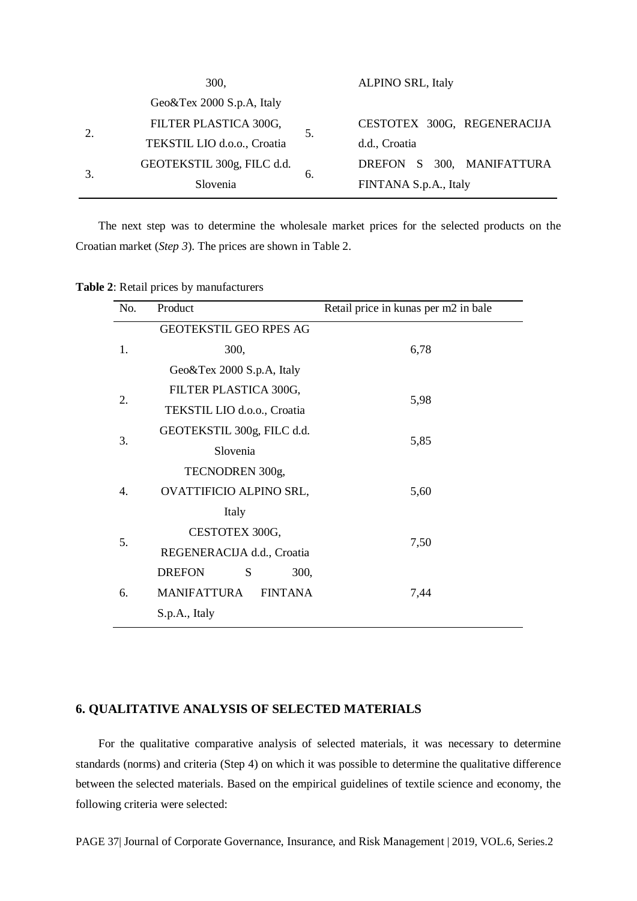| | | | |
|---|---|---|---|
| | 300, Geo&Tex 2000 S.p.A, Italy | | ALPINO SRL, Italy |
| 2. | FILTER PLASTICA 300G, TEKSTIL LIO d.o.o., Croatia | 5. | CESTOTEX 300G, REGENERACIJA d.d., Croatia |
| 3. | GEOTEKSTIL 300g, FILC d.d. Slovenia | 6. | DREFON S 300, MANIFATTURA FINTANA S.p.A., Italy |

The next step was to determine the wholesale market prices for the selected products on the Croatian market (*Step 3*). The prices are shown in Table 2.

**Table 2**: Retail prices by manufacturers

| No. | Product | Retail price in kunas per m2 in bale |
|---|---|---|
| 1. | GEOTEKSTIL GEO RPES AG 300, Geo&Tex 2000 S.p.A, Italy | 6,78 |
| 2. | FILTER PLASTICA 300G, TEKSTIL LIO d.o.o., Croatia | 5,98 |
| 3. | GEOTEKSTIL 300g, FILC d.d. Slovenia | 5,85 |
| 4. | TECNODREN 300g, OVATTIFICIO ALPINO SRL, Italy | 5,60 |
| 5. | CESTOTEX 300G, REGENERACIJA d.d., Croatia | 7,50 |
| 6. | DREFON S 300, MANIFATTURA FINTANA S.p.A., Italy | 7,44 |

## 6. QUALITATIVE ANALYSIS OF SELECTED MATERIALS

For the qualitative comparative analysis of selected materials, it was necessary to determine standards (norms) and criteria (Step 4) on which it was possible to determine the qualitative difference between the selected materials. Based on the empirical guidelines of textile science and economy, the following criteria were selected: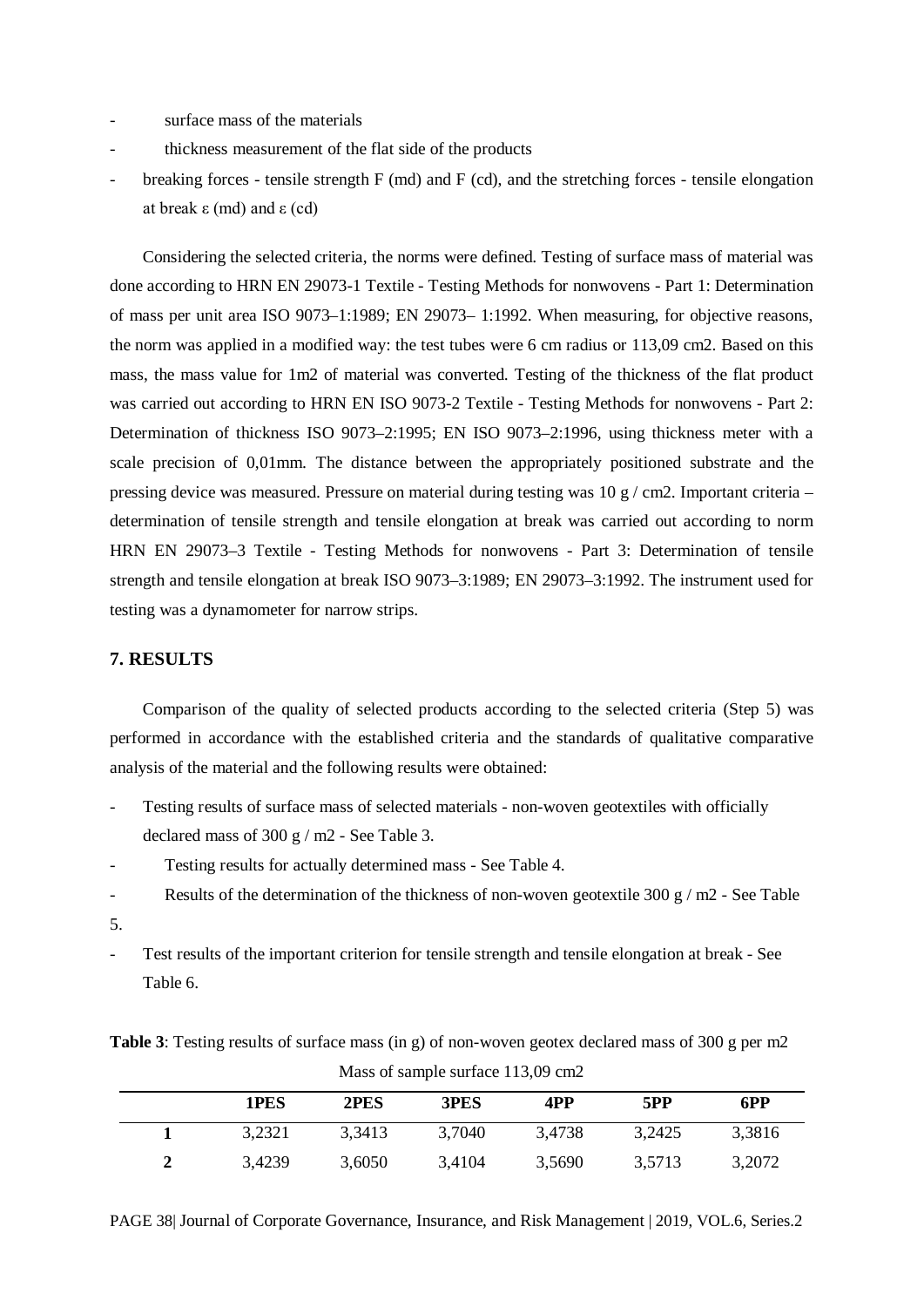- surface mass of the materials
- thickness measurement of the flat side of the products
- breaking forces - tensile strength F (md) and F (cd), and the stretching forces - tensile elongation at break ε (md) and ε (cd)

Considering the selected criteria, the norms were defined. Testing of surface mass of material was done according to HRN EN 29073-1 Textile - Testing Methods for nonwovens - Part 1: Determination of mass per unit area ISO 9073–1:1989; EN 29073– 1:1992. When measuring, for objective reasons, the norm was applied in a modified way: the test tubes were 6 cm radius or 113,09 cm2. Based on this mass, the mass value for 1m2 of material was converted. Testing of the thickness of the flat product was carried out according to HRN EN ISO 9073-2 Textile - Testing Methods for nonwovens - Part 2: Determination of thickness ISO 9073–2:1995; EN ISO 9073–2:1996, using thickness meter with a scale precision of 0,01mm. The distance between the appropriately positioned substrate and the pressing device was measured. Pressure on material during testing was 10 g / cm2. Important criteria – determination of tensile strength and tensile elongation at break was carried out according to norm HRN EN 29073–3 Textile - Testing Methods for nonwovens - Part 3: Determination of tensile strength and tensile elongation at break ISO 9073–3:1989; EN 29073–3:1992. The instrument used for testing was a dynamometer for narrow strips.

## 7. RESULTS

Comparison of the quality of selected products according to the selected criteria (Step 5) was performed in accordance with the established criteria and the standards of qualitative comparative analysis of the material and the following results were obtained:

- Testing results of surface mass of selected materials - non-woven geotextiles with officially declared mass of 300 g / m2 - See Table 3.
- Testing results for actually determined mass - See Table 4.
- Results of the determination of the thickness of non-woven geotextile 300 g / m2 - See Table 5.
- Test results of the important criterion for tensile strength and tensile elongation at break - See Table 6.

**Table 3**: Testing results of surface mass (in g) of non-woven geotex declared mass of 300 g per m2

Mass of sample surface 113,09 cm2

| | 1PES | 2PES | 3PES | 4PP | 5PP | 6PP |
|---|---|---|---|---|---|---|
| **1** | 3,2321 | 3,3413 | 3,7040 | 3,4738 | 3,2425 | 3,3816 |
| **2** | 3,4239 | 3,6050 | 3,4104 | 3,5690 | 3,5713 | 3,2072 |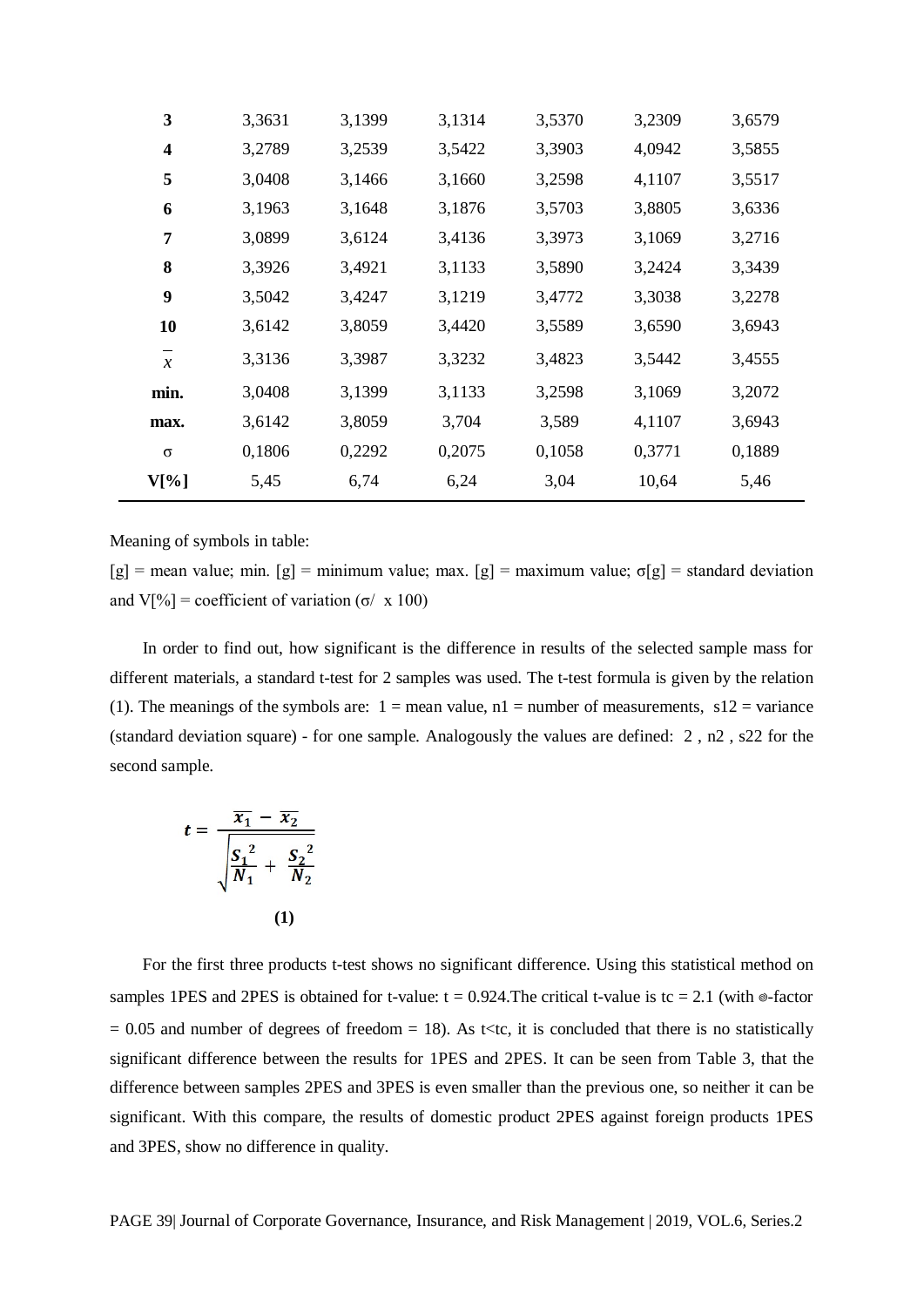| | | | | | | |
|---|---|---|---|---|---|---|
| **3** | 3,3631 | 3,1399 | 3,1314 | 3,5370 | 3,2309 | 3,6579 |
| **4** | 3,2789 | 3,2539 | 3,5422 | 3,3903 | 4,0942 | 3,5855 |
| **5** | 3,0408 | 3,1466 | 3,1660 | 3,2598 | 4,1107 | 3,5517 |
| **6** | 3,1963 | 3,1648 | 3,1876 | 3,5703 | 3,8805 | 3,6336 |
| **7** | 3,0899 | 3,6124 | 3,4136 | 3,3973 | 3,1069 | 3,2716 |
| **8** | 3,3926 | 3,4921 | 3,1133 | 3,5890 | 3,2424 | 3,3439 |
| **9** | 3,5042 | 3,4247 | 3,1219 | 3,4772 | 3,3038 | 3,2278 |
| **10** | 3,6142 | 3,8059 | 3,4420 | 3,5589 | 3,6590 | 3,6943 |
| $\bar{x}$ | 3,3136 | 3,3987 | 3,3232 | 3,4823 | 3,5442 | 3,4555 |
| **min.** | 3,0408 | 3,1399 | 3,1133 | 3,2598 | 3,1069 | 3,2072 |
| **max.** | 3,6142 | 3,8059 | 3,704 | 3,589 | 4,1107 | 3,6943 |
| σ | 0,1806 | 0,2292 | 0,2075 | 0,1058 | 0,3771 | 0,1889 |
| **V[%]** | 5,45 | 6,74 | 6,24 | 3,04 | 10,64 | 5,46 |

Meaning of symbols in table:

[g] = mean value; min. [g] = minimum value; max. [g] = maximum value; σ[g] = standard deviation and V[%] = coefficient of variation (σ/ x 100)

In order to find out, how significant is the difference in results of the selected sample mass for different materials, a standard t-test for 2 samples was used. The t-test formula is given by the relation (1). The meanings of the symbols are: 1 = mean value, n1 = number of measurements, s12 = variance (standard deviation square) - for one sample. Analogously the values are defined: 2 , n2 , s22 for the second sample.

$$t = \frac{\overline{x_1} - \overline{x_2}}{\sqrt{\frac{S_1^{\ 2}}{N_1} + \frac{S_2^{\ 2}}{N_2}}} \tag{1}$$

For the first three products t-test shows no significant difference. Using this statistical method on samples 1PES and 2PES is obtained for t-value: t = 0.924.The critical t-value is tc = 2.1 (with ⊚-factor = 0.05 and number of degrees of freedom = 18). As t<tc, it is concluded that there is no statistically significant difference between the results for 1PES and 2PES. It can be seen from Table 3, that the difference between samples 2PES and 3PES is even smaller than the previous one, so neither it can be significant. With this compare, the results of domestic product 2PES against foreign products 1PES and 3PES, show no difference in quality.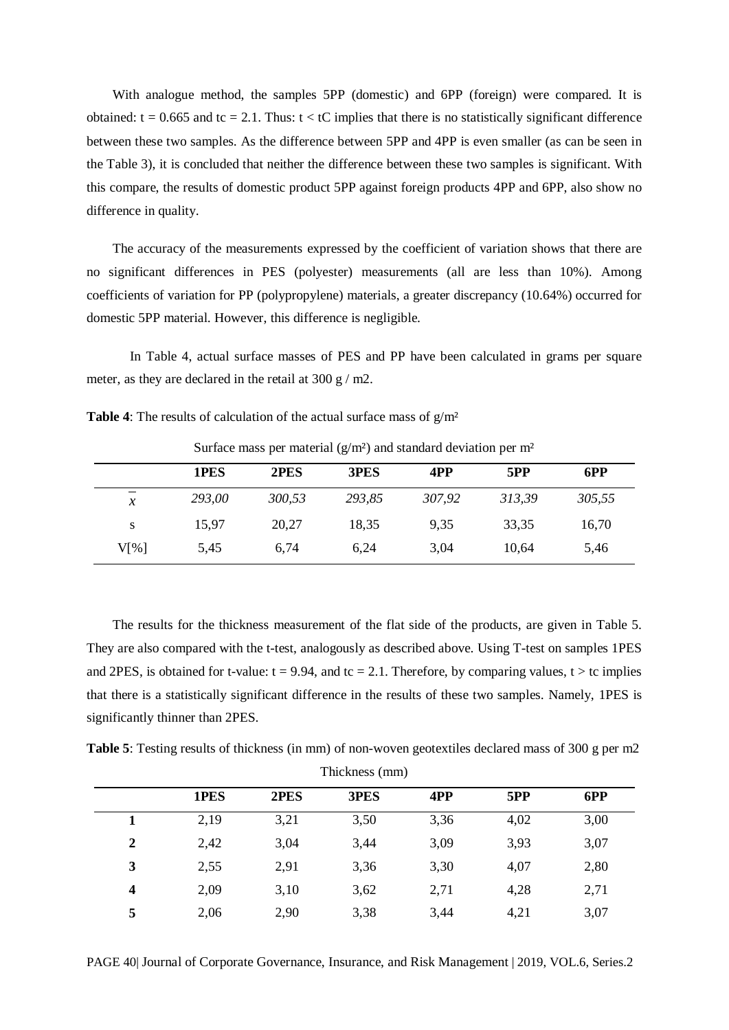With analogue method, the samples 5PP (domestic) and 6PP (foreign) were compared. It is obtained: $t = 0.665$ and $tc = 2.1$. Thus: $t < tC$ implies that there is no statistically significant difference between these two samples. As the difference between 5PP and 4PP is even smaller (as can be seen in the Table 3), it is concluded that neither the difference between these two samples is significant. With this compare, the results of domestic product 5PP against foreign products 4PP and 6PP, also show no difference in quality.

The accuracy of the measurements expressed by the coefficient of variation shows that there are no significant differences in PES (polyester) measurements (all are less than 10%). Among coefficients of variation for PP (polypropylene) materials, a greater discrepancy (10.64%) occurred for domestic 5PP material. However, this difference is negligible.

In Table 4, actual surface masses of PES and PP have been calculated in grams per square meter, as they are declared in the retail at 300 g / m2.

**Table 4**: The results of calculation of the actual surface mass of g/m²

Surface mass per material (g/m²) and standard deviation per m²

| | 1PES | 2PES | 3PES | 4PP | 5PP | 6PP |
|---|---|---|---|---|---|---|
| $\bar{x}$ | *293,00* | *300,53* | *293,85* | *307,92* | *313,39* | *305,55* |
| s | 15,97 | 20,27 | 18,35 | 9,35 | 33,35 | 16,70 |
| V[%] | 5,45 | 6,74 | 6,24 | 3,04 | 10,64 | 5,46 |

The results for the thickness measurement of the flat side of the products, are given in Table 5. They are also compared with the t-test, analogously as described above. Using T-test on samples 1PES and 2PES, is obtained for t-value: $t = 9.94$, and $tc = 2.1$. Therefore, by comparing values, $t > tc$ implies that there is a statistically significant difference in the results of these two samples. Namely, 1PES is significantly thinner than 2PES.

**Table 5**: Testing results of thickness (in mm) of non-woven geotextiles declared mass of 300 g per m2

Thickness (mm)

| | 1PES | 2PES | 3PES | 4PP | 5PP | 6PP |
|---|---|---|---|---|---|---|
| **1** | 2,19 | 3,21 | 3,50 | 3,36 | 4,02 | 3,00 |
| **2** | 2,42 | 3,04 | 3,44 | 3,09 | 3,93 | 3,07 |
| **3** | 2,55 | 2,91 | 3,36 | 3,30 | 4,07 | 2,80 |
| **4** | 2,09 | 3,10 | 3,62 | 2,71 | 4,28 | 2,71 |
| **5** | 2,06 | 2,90 | 3,38 | 3,44 | 4,21 | 3,07 |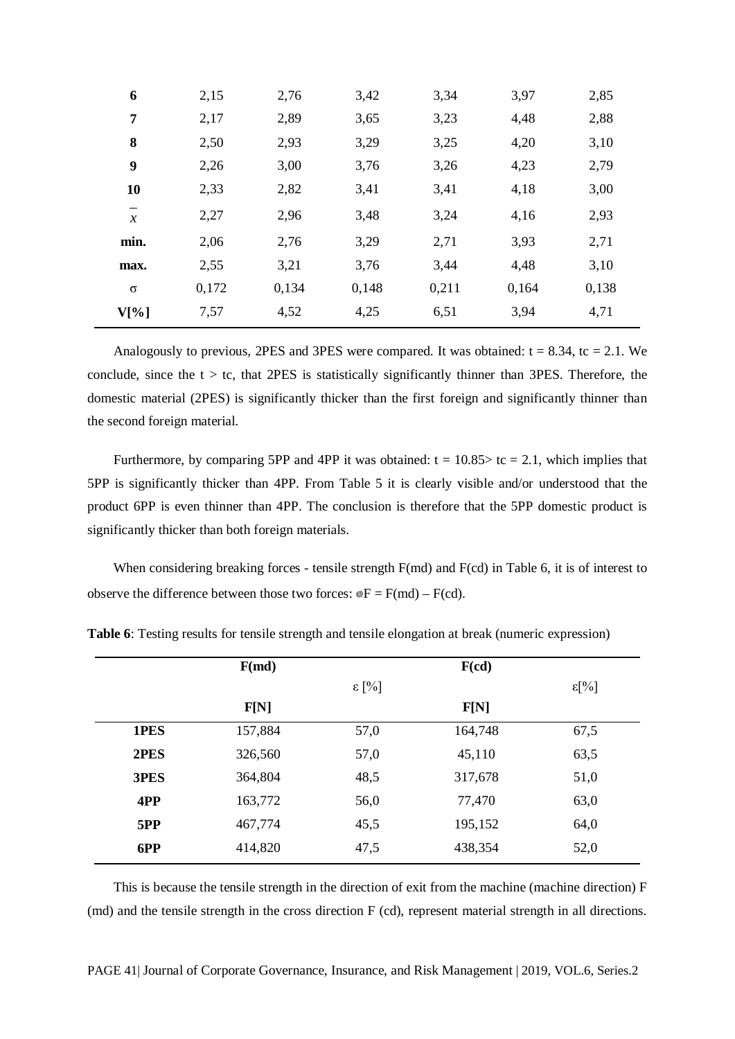| | | | | | | |
|---|---|---|---|---|---|---|
| **6** | 2,15 | 2,76 | 3,42 | 3,34 | 3,97 | 2,85 |
| **7** | 2,17 | 2,89 | 3,65 | 3,23 | 4,48 | 2,88 |
| **8** | 2,50 | 2,93 | 3,29 | 3,25 | 4,20 | 3,10 |
| **9** | 2,26 | 3,00 | 3,76 | 3,26 | 4,23 | 2,79 |
| **10** | 2,33 | 2,82 | 3,41 | 3,41 | 4,18 | 3,00 |
| $\bar{x}$ | 2,27 | 2,96 | 3,48 | 3,24 | 4,16 | 2,93 |
| **min.** | 2,06 | 2,76 | 3,29 | 2,71 | 3,93 | 2,71 |
| **max.** | 2,55 | 3,21 | 3,76 | 3,44 | 4,48 | 3,10 |
| σ | 0,172 | 0,134 | 0,148 | 0,211 | 0,164 | 0,138 |
| **V[%]** | 7,57 | 4,52 | 4,25 | 6,51 | 3,94 | 4,71 |

Analogously to previous, 2PES and 3PES were compared. It was obtained: $t = 8.34$, $tc = 2.1$. We conclude, since the $t > tc$, that 2PES is statistically significantly thinner than 3PES. Therefore, the domestic material (2PES) is significantly thicker than the first foreign and significantly thinner than the second foreign material.

Furthermore, by comparing 5PP and 4PP it was obtained: $t = 10.85 > tc = 2.1$, which implies that 5PP is significantly thicker than 4PP. From Table 5 it is clearly visible and/or understood that the product 6PP is even thinner than 4PP. The conclusion is therefore that the 5PP domestic product is significantly thicker than both foreign materials.

When considering breaking forces - tensile strength F(md) and F(cd) in Table 6, it is of interest to observe the difference between those two forces: ◎F = F(md) – F(cd).

**Table 6**: Testing results for tensile strength and tensile elongation at break (numeric expression)

| | F(md) | | F(cd) | |
|---|---|---|---|---|
| | | ε [%] | | ε[%] |
| | F[N] | | F[N] | |
| **1PES** | 157,884 | 57,0 | 164,748 | 67,5 |
| **2PES** | 326,560 | 57,0 | 45,110 | 63,5 |
| **3PES** | 364,804 | 48,5 | 317,678 | 51,0 |
| **4PP** | 163,772 | 56,0 | 77,470 | 63,0 |
| **5PP** | 467,774 | 45,5 | 195,152 | 64,0 |
| **6PP** | 414,820 | 47,5 | 438,354 | 52,0 |

This is because the tensile strength in the direction of exit from the machine (machine direction) F (md) and the tensile strength in the cross direction F (cd), represent material strength in all directions.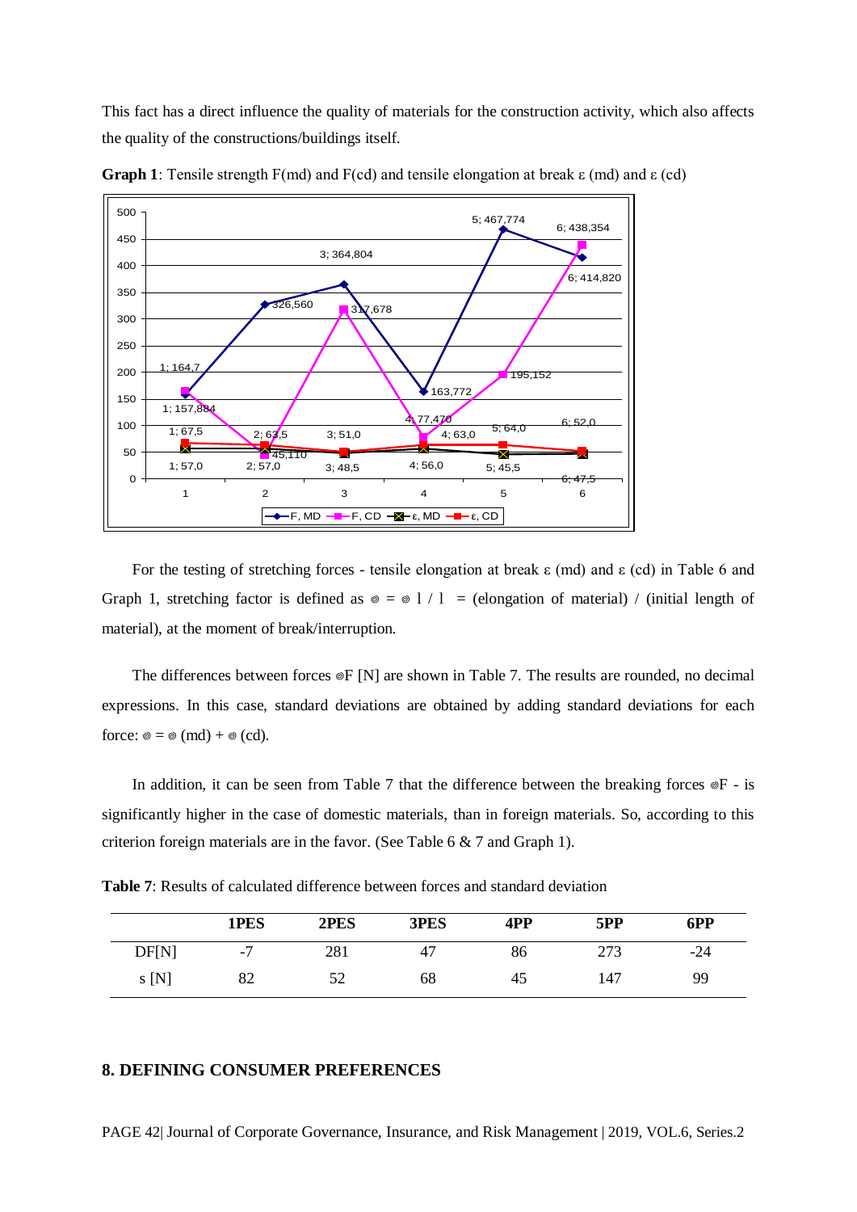This fact has a direct influence the quality of materials for the construction activity, which also affects the quality of the constructions/buildings itself.

**Graph 1**: Tensile strength F(md) and F(cd) and tensile elongation at break ε (md) and ε (cd)

For the testing of stretching forces - tensile elongation at break ε (md) and ε (cd) in Table 6 and Graph 1, stretching factor is defined as ◎ = ◎ l / l = (elongation of material) / (initial length of material), at the moment of break/interruption.

The differences between forces ◎F [N] are shown in Table 7. The results are rounded, no decimal expressions. In this case, standard deviations are obtained by adding standard deviations for each force: ◎ = ◎ (md) + ◎ (cd).

In addition, it can be seen from Table 7 that the difference between the breaking forces ◎F - is significantly higher in the case of domestic materials, than in foreign materials. So, according to this criterion foreign materials are in the favor. (See Table 6 & 7 and Graph 1).

**Table 7**: Results of calculated difference between forces and standard deviation

| | 1PES | 2PES | 3PES | 4PP | 5PP | 6PP |
|---|---|---|---|---|---|---|
| DF[N] | -7 | 281 | 47 | 86 | 273 | -24 |
| s [N] | 82 | 52 | 68 | 45 | 147 | 99 |

## 8. DEFINING CONSUMER PREFERENCES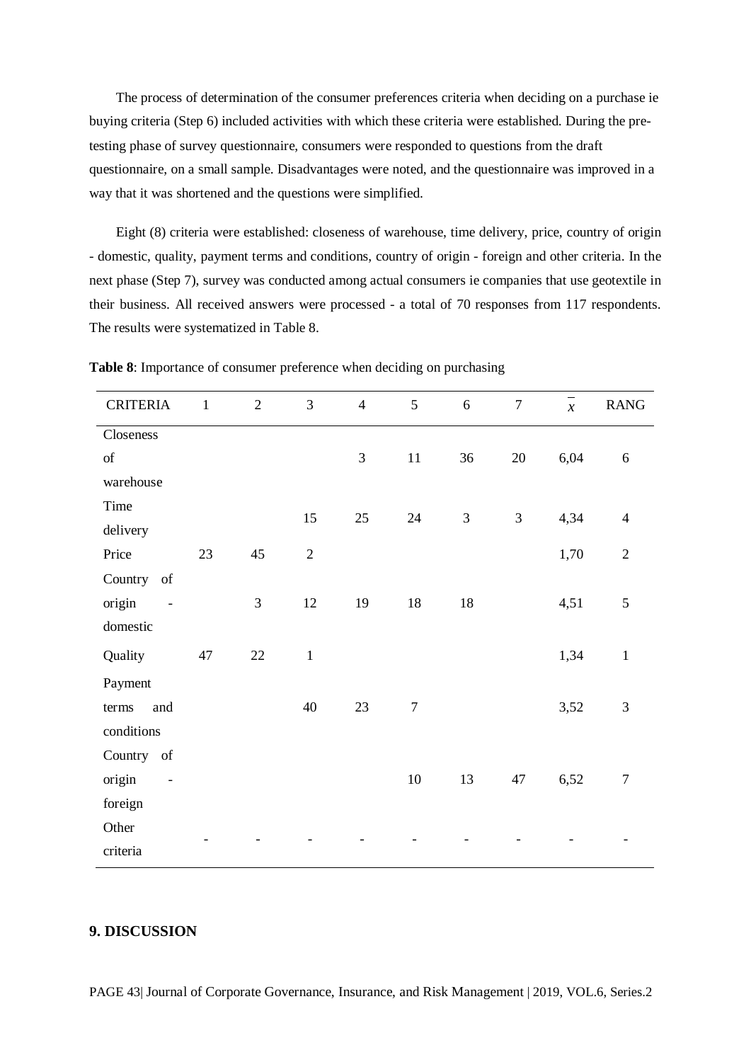The process of determination of the consumer preferences criteria when deciding on a purchase ie buying criteria (Step 6) included activities with which these criteria were established. During the pre-testing phase of survey questionnaire, consumers were responded to questions from the draft questionnaire, on a small sample. Disadvantages were noted, and the questionnaire was improved in a way that it was shortened and the questions were simplified.

Eight (8) criteria were established: closeness of warehouse, time delivery, price, country of origin - domestic, quality, payment terms and conditions, country of origin - foreign and other criteria. In the next phase (Step 7), survey was conducted among actual consumers ie companies that use geotextile in their business. All received answers were processed - a total of 70 responses from 117 respondents. The results were systematized in Table 8.

**Table 8**: Importance of consumer preference when deciding on purchasing

| CRITERIA | 1 | 2 | 3 | 4 | 5 | 6 | 7 | $\bar{x}$ | RANG |
|---|---|---|---|---|---|---|---|---|---|
| Closeness of warehouse | | | | 3 | 11 | 36 | 20 | 6,04 | 6 |
| Time delivery | | | 15 | 25 | 24 | 3 | 3 | 4,34 | 4 |
| Price | 23 | 45 | 2 | | | | | 1,70 | 2 |
| Country of origin - domestic | | 3 | 12 | 19 | 18 | 18 | | 4,51 | 5 |
| Quality | 47 | 22 | 1 | | | | | 1,34 | 1 |
| Payment terms and conditions | | | 40 | 23 | 7 | | | 3,52 | 3 |
| Country of origin - foreign | | | | | 10 | 13 | 47 | 6,52 | 7 |
| Other criteria | - | - | - | - | - | - | - | - | - |

## 9. DISCUSSION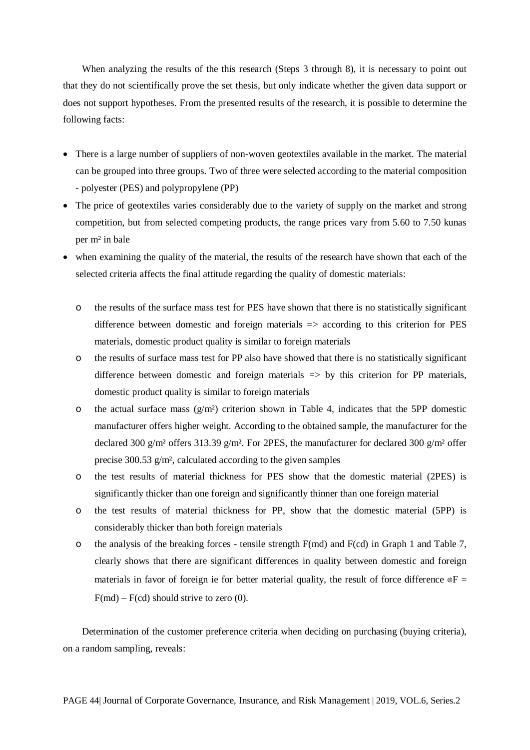When analyzing the results of the this research (Steps 3 through 8), it is necessary to point out that they do not scientifically prove the set thesis, but only indicate whether the given data support or does not support hypotheses. From the presented results of the research, it is possible to determine the following facts:

- There is a large number of suppliers of non-woven geotextiles available in the market. The material can be grouped into three groups. Two of three were selected according to the material composition - polyester (PES) and polypropylene (PP)
- The price of geotextiles varies considerably due to the variety of supply on the market and strong competition, but from selected competing products, the range prices vary from 5.60 to 7.50 kunas per m² in bale
- when examining the quality of the material, the results of the research have shown that each of the selected criteria affects the final attitude regarding the quality of domestic materials:
    - the results of the surface mass test for PES have shown that there is no statistically significant difference between domestic and foreign materials => according to this criterion for PES materials, domestic product quality is similar to foreign materials
    - the results of surface mass test for PP also have showed that there is no statistically significant difference between domestic and foreign materials => by this criterion for PP materials, domestic product quality is similar to foreign materials
    - the actual surface mass (g/m²) criterion shown in Table 4, indicates that the 5PP domestic manufacturer offers higher weight. According to the obtained sample, the manufacturer for the declared 300 g/m² offers 313.39 g/m². For 2PES, the manufacturer for declared 300 g/m² offer precise 300.53 g/m², calculated according to the given samples
    - the test results of material thickness for PES show that the domestic material (2PES) is significantly thicker than one foreign and significantly thinner than one foreign material
    - the test results of material thickness for PP, show that the domestic material (5PP) is considerably thicker than both foreign materials
    - the analysis of the breaking forces - tensile strength F(md) and F(cd) in Graph 1 and Table 7, clearly shows that there are significant differences in quality between domestic and foreign materials in favor of foreign ie for better material quality, the result of force difference ◎F = F(md) – F(cd) should strive to zero (0).

Determination of the customer preference criteria when deciding on purchasing (buying criteria), on a random sampling, reveals: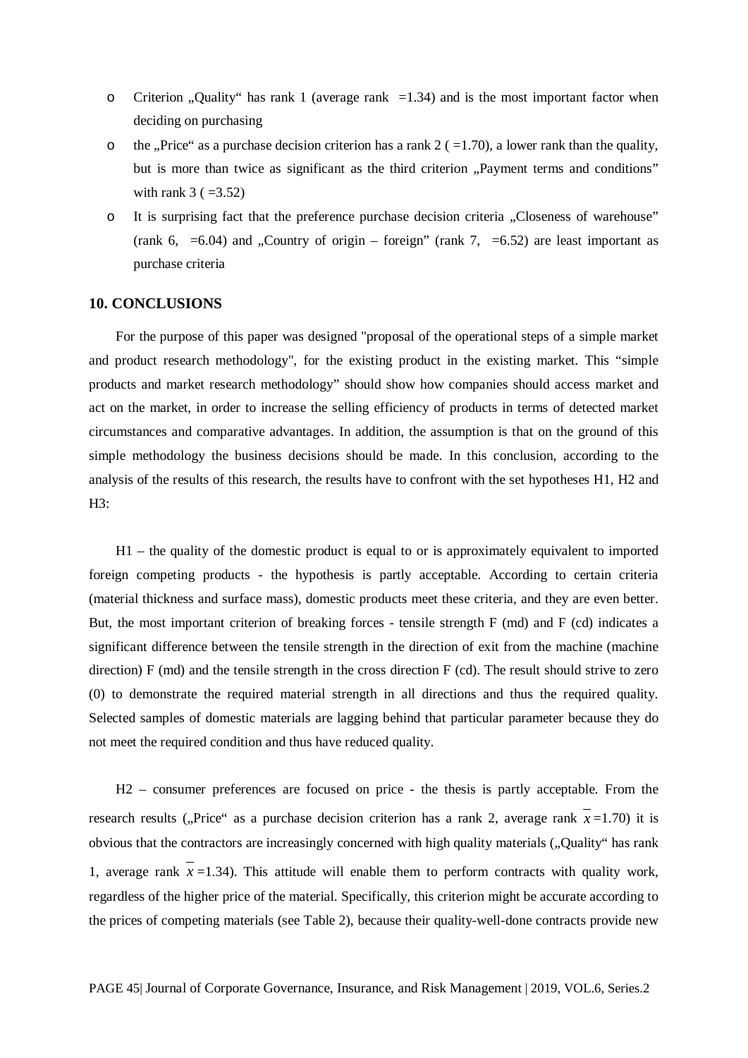- Criterion „Quality“ has rank 1 (average rank =1.34) and is the most important factor when deciding on purchasing
- the „Price“ as a purchase decision criterion has a rank 2 ( =1.70), a lower rank than the quality, but is more than twice as significant as the third criterion „Payment terms and conditions” with rank 3 ( =3.52)
- It is surprising fact that the preference purchase decision criteria „Closeness of warehouse” (rank 6, =6.04) and „Country of origin – foreign” (rank 7, =6.52) are least important as purchase criteria

## 10. CONCLUSIONS

For the purpose of this paper was designed "proposal of the operational steps of a simple market and product research methodology", for the existing product in the existing market. This “simple products and market research methodology” should show how companies should access market and act on the market, in order to increase the selling efficiency of products in terms of detected market circumstances and comparative advantages. In addition, the assumption is that on the ground of this simple methodology the business decisions should be made. In this conclusion, according to the analysis of the results of this research, the results have to confront with the set hypotheses H1, H2 and H3:

H1 – the quality of the domestic product is equal to or is approximately equivalent to imported foreign competing products - the hypothesis is partly acceptable. According to certain criteria (material thickness and surface mass), domestic products meet these criteria, and they are even better. But, the most important criterion of breaking forces - tensile strength F (md) and F (cd) indicates a significant difference between the tensile strength in the direction of exit from the machine (machine direction) F (md) and the tensile strength in the cross direction F (cd). The result should strive to zero (0) to demonstrate the required material strength in all directions and thus the required quality. Selected samples of domestic materials are lagging behind that particular parameter because they do not meet the required condition and thus have reduced quality.

H2 – consumer preferences are focused on price - the thesis is partly acceptable. From the research results („Price“ as a purchase decision criterion has a rank 2, average rank $\overline{x}$=1.70) it is obvious that the contractors are increasingly concerned with high quality materials („Quality“ has rank 1, average rank $\overline{x}$=1.34). This attitude will enable them to perform contracts with quality work, regardless of the higher price of the material. Specifically, this criterion might be accurate according to the prices of competing materials (see Table 2), because their quality-well-done contracts provide new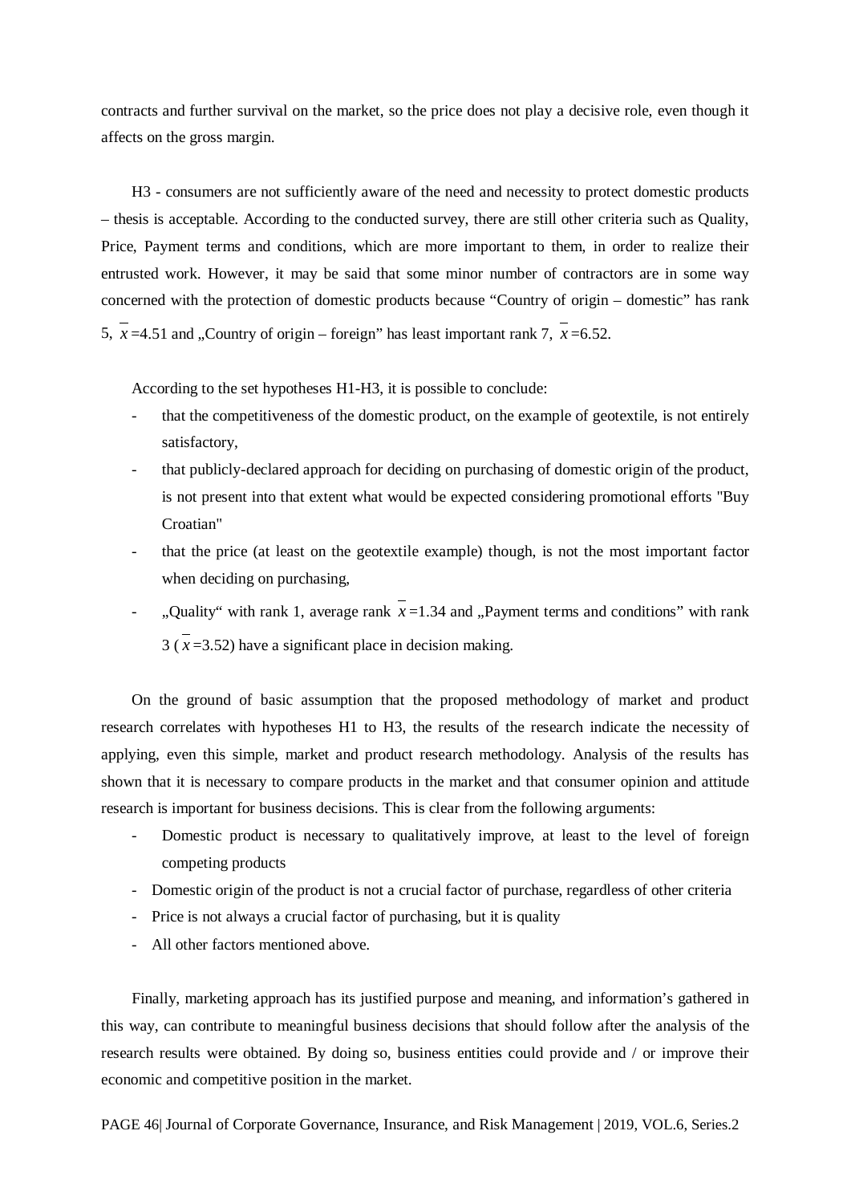contracts and further survival on the market, so the price does not play a decisive role, even though it affects on the gross margin.

H3 - consumers are not sufficiently aware of the need and necessity to protect domestic products – thesis is acceptable. According to the conducted survey, there are still other criteria such as Quality, Price, Payment terms and conditions, which are more important to them, in order to realize their entrusted work. However, it may be said that some minor number of contractors are in some way concerned with the protection of domestic products because "Country of origin – domestic" has rank 5, $\bar{x}$=4.51 and „Country of origin – foreign" has least important rank 7, $\bar{x}$=6.52.

According to the set hypotheses H1-H3, it is possible to conclude:

- that the competitiveness of the domestic product, on the example of geotextile, is not entirely satisfactory,
- that publicly-declared approach for deciding on purchasing of domestic origin of the product, is not present into that extent what would be expected considering promotional efforts "Buy Croatian"
- that the price (at least on the geotextile example) though, is not the most important factor when deciding on purchasing,
- „Quality" with rank 1, average rank $\bar{x}$=1.34 and „Payment terms and conditions" with rank 3 ($\bar{x}$=3.52) have a significant place in decision making.

On the ground of basic assumption that the proposed methodology of market and product research correlates with hypotheses H1 to H3, the results of the research indicate the necessity of applying, even this simple, market and product research methodology. Analysis of the results has shown that it is necessary to compare products in the market and that consumer opinion and attitude research is important for business decisions. This is clear from the following arguments:

- Domestic product is necessary to qualitatively improve, at least to the level of foreign competing products
- Domestic origin of the product is not a crucial factor of purchase, regardless of other criteria
- Price is not always a crucial factor of purchasing, but it is quality
- All other factors mentioned above.

Finally, marketing approach has its justified purpose and meaning, and information's gathered in this way, can contribute to meaningful business decisions that should follow after the analysis of the research results were obtained. By doing so, business entities could provide and / or improve their economic and competitive position in the market.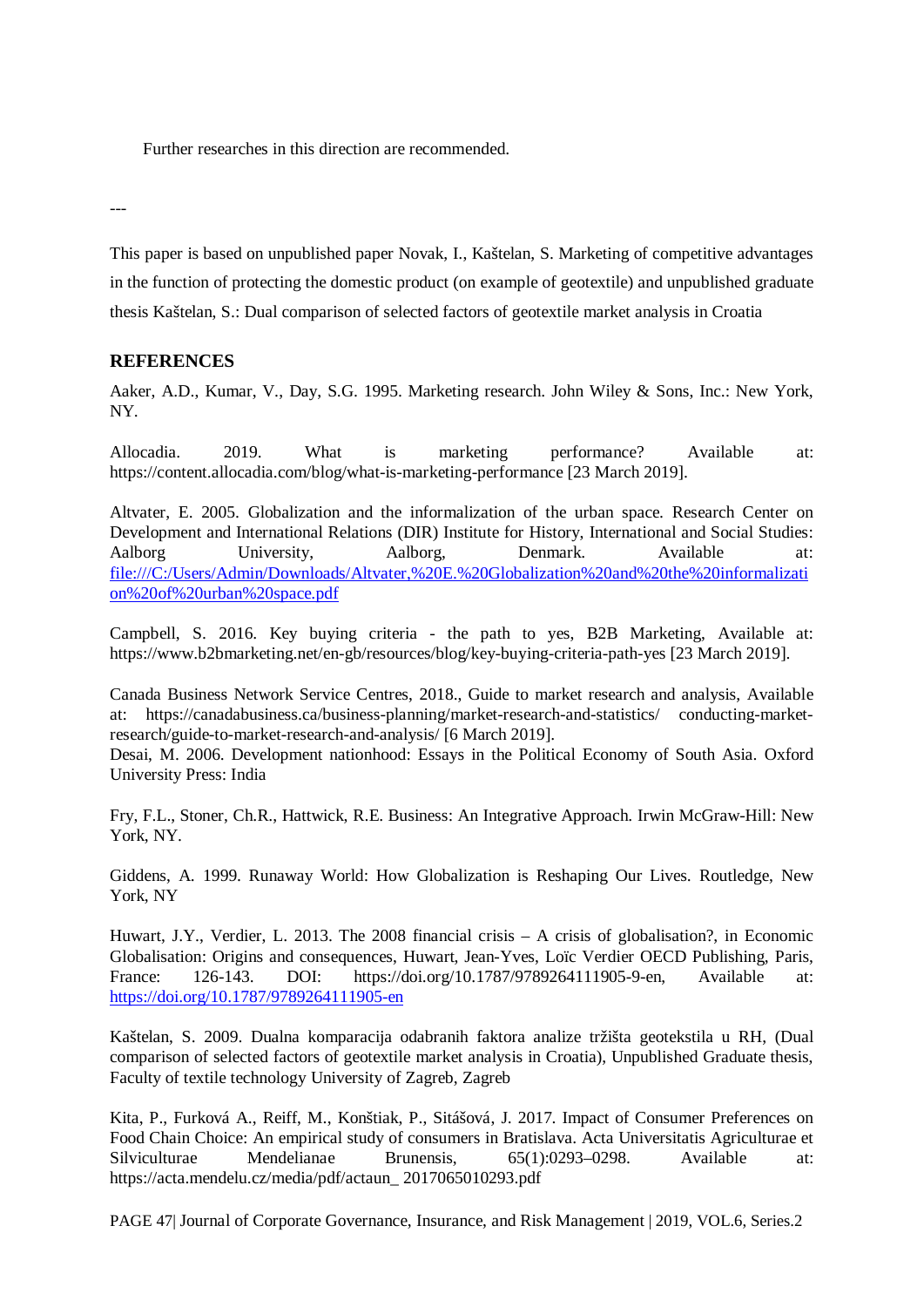Further researches in this direction are recommended.

---

This paper is based on unpublished paper Novak, I., Kaštelan, S. Marketing of competitive advantages in the function of protecting the domestic product (on example of geotextile) and unpublished graduate thesis Kaštelan, S.: Dual comparison of selected factors of geotextile market analysis in Croatia

## REFERENCES

Aaker, A.D., Kumar, V., Day, S.G. 1995. Marketing research. John Wiley & Sons, Inc.: New York, NY.

Allocadia. 2019. What is marketing performance? Available at: https://content.allocadia.com/blog/what-is-marketing-performance [23 March 2019].

Altvater, E. 2005. Globalization and the informalization of the urban space. Research Center on Development and International Relations (DIR) Institute for History, International and Social Studies: Aalborg University, Aalborg, Denmark. Available at: file:///C:/Users/Admin/Downloads/Altvater,%20E.%20Globalization%20and%20the%20informalization%20of%20urban%20space.pdf

Campbell, S. 2016. Key buying criteria - the path to yes, B2B Marketing, Available at: https://www.b2bmarketing.net/en-gb/resources/blog/key-buying-criteria-path-yes [23 March 2019].

Canada Business Network Service Centres, 2018., Guide to market research and analysis, Available at: https://canadabusiness.ca/business-planning/market-research-and-statistics/ conducting-market-research/guide-to-market-research-and-analysis/ [6 March 2019].

Desai, M. 2006. Development nationhood: Essays in the Political Economy of South Asia. Oxford University Press: India

Fry, F.L., Stoner, Ch.R., Hattwick, R.E. Business: An Integrative Approach. Irwin McGraw-Hill: New York, NY.

Giddens, A. 1999. Runaway World: How Globalization is Reshaping Our Lives. Routledge, New York, NY

Huwart, J.Y., Verdier, L. 2013. The 2008 financial crisis – A crisis of globalisation?, in Economic Globalisation: Origins and consequences, Huwart, Jean-Yves, Loïc Verdier OECD Publishing, Paris, France: 126-143. DOI: https://doi.org/10.1787/9789264111905-9-en, Available at: https://doi.org/10.1787/9789264111905-en

Kaštelan, S. 2009. Dualna komparacija odabranih faktora analize tržišta geotekstila u RH, (Dual comparison of selected factors of geotextile market analysis in Croatia), Unpublished Graduate thesis, Faculty of textile technology University of Zagreb, Zagreb

Kita, P., Furková A., Reiff, M., Konštiak, P., Sitášová, J. 2017. Impact of Consumer Preferences on Food Chain Choice: An empirical study of consumers in Bratislava. Acta Universitatis Agriculturae et Silviculturae Mendelianae Brunensis, 65(1):0293–0298. Available at: https://acta.mendelu.cz/media/pdf/actaun_ 2017065010293.pdf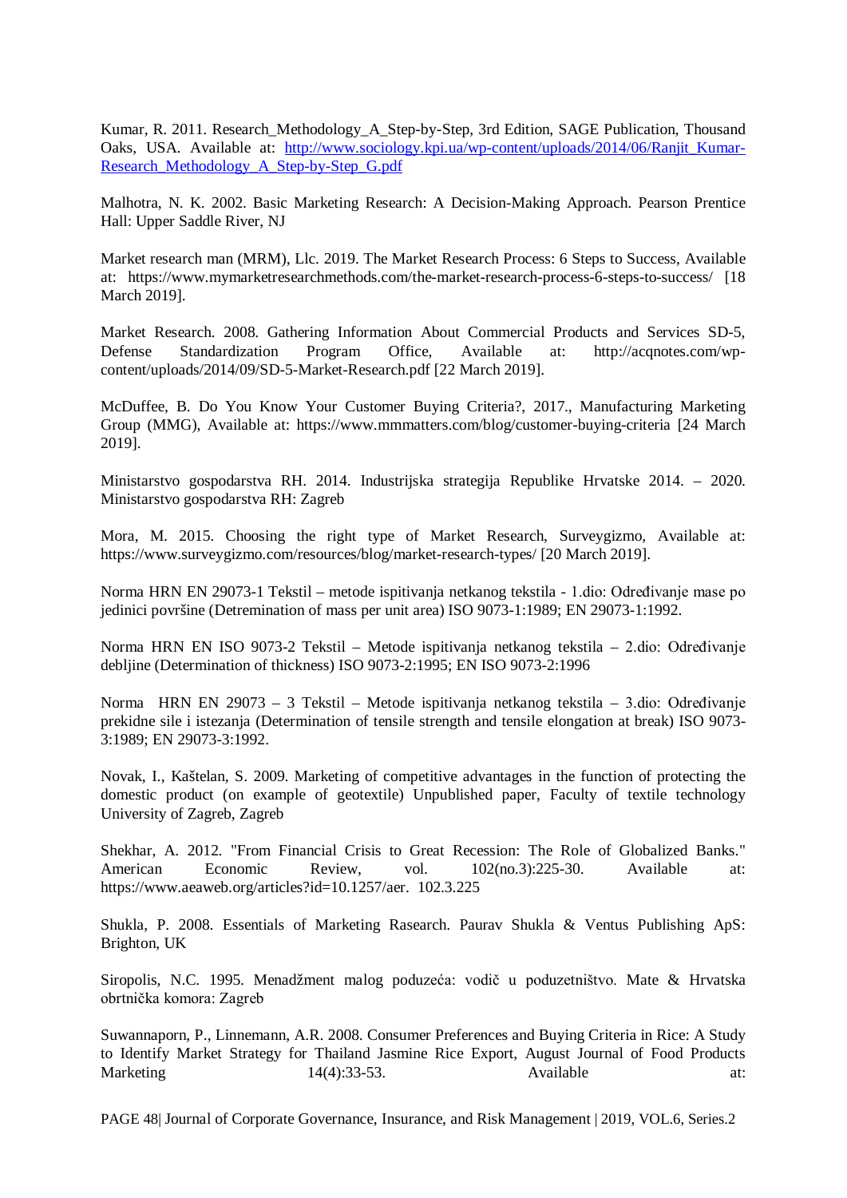Kumar, R. 2011. Research_Methodology_A_Step-by-Step, 3rd Edition, SAGE Publication, Thousand Oaks, USA. Available at: http://www.sociology.kpi.ua/wp-content/uploads/2014/06/Ranjit_Kumar-Research_Methodology_A_Step-by-Step_G.pdf

Malhotra, N. K. 2002. Basic Marketing Research: A Decision-Making Approach. Pearson Prentice Hall: Upper Saddle River, NJ

Market research man (MRM), Llc. 2019. The Market Research Process: 6 Steps to Success, Available at: https://www.mymarketresearchmethods.com/the-market-research-process-6-steps-to-success/ [18 March 2019].

Market Research. 2008. Gathering Information About Commercial Products and Services SD-5, Defense Standardization Program Office, Available at: http://acqnotes.com/wp-content/uploads/2014/09/SD-5-Market-Research.pdf [22 March 2019].

McDuffee, B. Do You Know Your Customer Buying Criteria?, 2017., Manufacturing Marketing Group (MMG), Available at: https://www.mmmatters.com/blog/customer-buying-criteria [24 March 2019].

Ministarstvo gospodarstva RH. 2014. Industrijska strategija Republike Hrvatske 2014. – 2020. Ministarstvo gospodarstva RH: Zagreb

Mora, M. 2015. Choosing the right type of Market Research, Surveygizmo, Available at: https://www.surveygizmo.com/resources/blog/market-research-types/ [20 March 2019].

Norma HRN EN 29073-1 Tekstil – metode ispitivanja netkanog tekstila - 1.dio: Određivanje mase po jedinici površine (Detremination of mass per unit area) ISO 9073-1:1989; EN 29073-1:1992.

Norma HRN EN ISO 9073-2 Tekstil – Metode ispitivanja netkanog tekstila – 2.dio: Određivanje debljine (Determination of thickness) ISO 9073-2:1995; EN ISO 9073-2:1996

Norma HRN EN 29073 – 3 Tekstil – Metode ispitivanja netkanog tekstila – 3.dio: Određivanje prekidne sile i istezanja (Determination of tensile strength and tensile elongation at break) ISO 9073-3:1989; EN 29073-3:1992.

Novak, I., Kaštelan, S. 2009. Marketing of competitive advantages in the function of protecting the domestic product (on example of geotextile) Unpublished paper, Faculty of textile technology University of Zagreb, Zagreb

Shekhar, A. 2012. "From Financial Crisis to Great Recession: The Role of Globalized Banks." American Economic Review, vol. 102(no.3):225-30. Available at: https://www.aeaweb.org/articles?id=10.1257/aer. 102.3.225

Shukla, P. 2008. Essentials of Marketing Rasearch. Paurav Shukla & Ventus Publishing ApS: Brighton, UK

Siropolis, N.C. 1995. Menadžment malog poduzeća: vodič u poduzetništvo. Mate & Hrvatska obrtnička komora: Zagreb

Suwannaporn, P., Linnemann, A.R. 2008. Consumer Preferences and Buying Criteria in Rice: A Study to Identify Market Strategy for Thailand Jasmine Rice Export, August Journal of Food Products Marketing 14(4):33-53. Available at: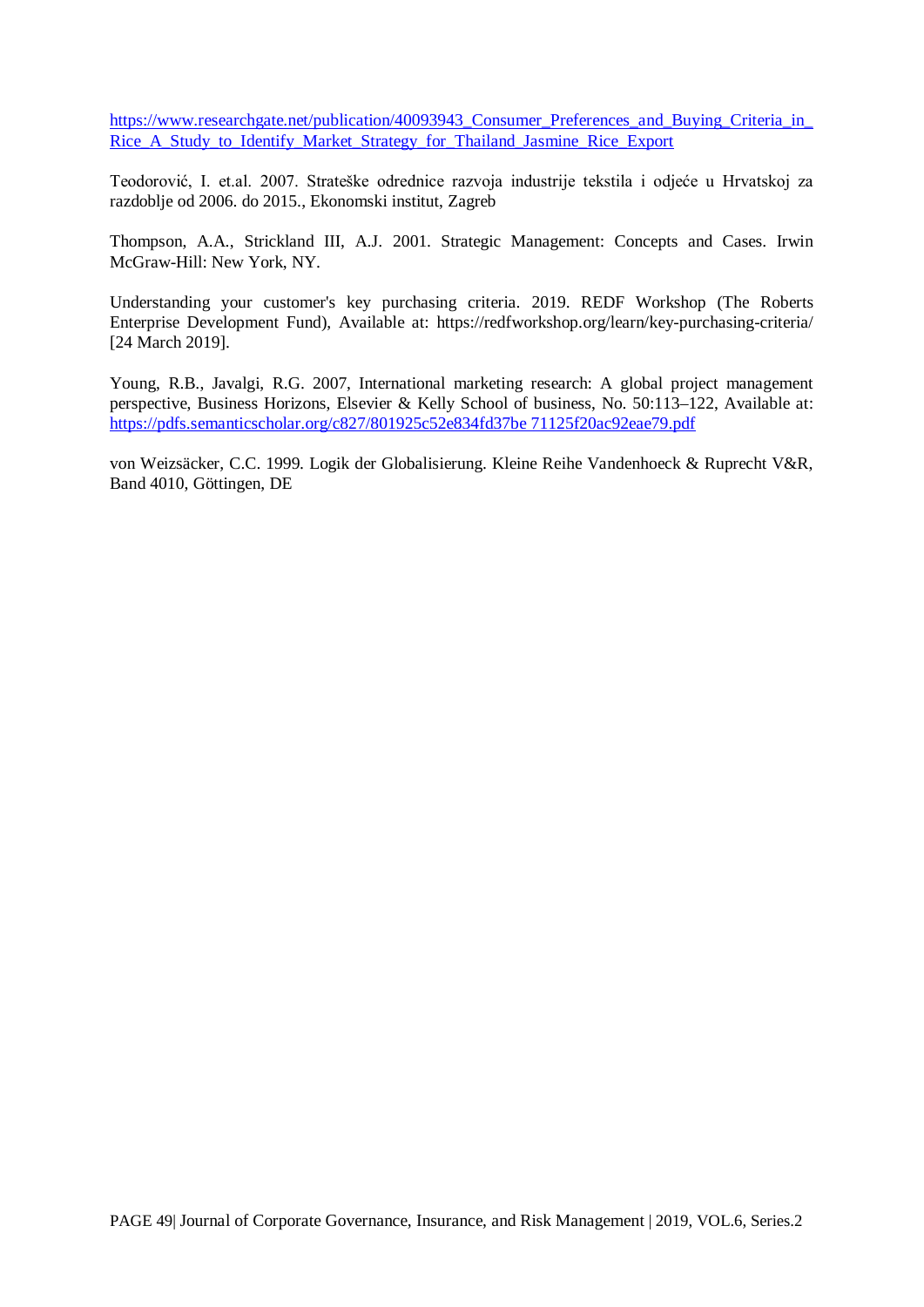https://www.researchgate.net/publication/40093943_Consumer_Preferences_and_Buying_Criteria_in_Rice_A_Study_to_Identify_Market_Strategy_for_Thailand_Jasmine_Rice_Export

Teodorović, I. et.al. 2007. Strateške odrednice razvoja industrije tekstila i odjeće u Hrvatskoj za razdoblje od 2006. do 2015., Ekonomski institut, Zagreb

Thompson, A.A., Strickland III, A.J. 2001. Strategic Management: Concepts and Cases. Irwin McGraw-Hill: New York, NY.

Understanding your customer's key purchasing criteria. 2019. REDF Workshop (The Roberts Enterprise Development Fund), Available at: https://redfworkshop.org/learn/key-purchasing-criteria/ [24 March 2019].

Young, R.B., Javalgi, R.G. 2007, International marketing research: A global project management perspective, Business Horizons, Elsevier & Kelly School of business, No. 50:113–122, Available at: https://pdfs.semanticscholar.org/c827/801925c52e834fd37be 71125f20ac92eae79.pdf

von Weizsäcker, C.C. 1999. Logik der Globalisierung. Kleine Reihe Vandenhoeck & Ruprecht V&R, Band 4010, Göttingen, DE